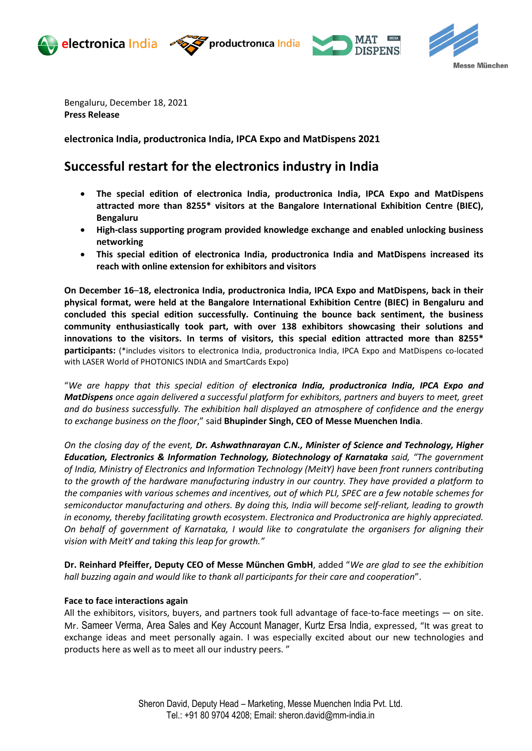Bengaluru, December 18, 2021
**Press Release**

**electronica India, productronica India, IPCA Expo and MatDispens 2021**

# Successful restart for the electronics industry in India

- **The special edition of electronica India, productronica India, IPCA Expo and MatDispens attracted more than 8255\* visitors at the Bangalore International Exhibition Centre (BIEC), Bengaluru**
- **High-class supporting program provided knowledge exchange and enabled unlocking business networking**
- **This special edition of electronica India, productronica India and MatDispens increased its reach with online extension for exhibitors and visitors**

**On December 16–18, electronica India, productronica India, IPCA Expo and MatDispens, back in their physical format, were held at the Bangalore International Exhibition Centre (BIEC) in Bengaluru and concluded this special edition successfully. Continuing the bounce back sentiment, the business community enthusiastically took part, with over 138 exhibitors showcasing their solutions and innovations to the visitors. In terms of visitors, this special edition attracted more than 8255\* participants:** (\*includes visitors to electronica India, productronica India, IPCA Expo and MatDispens co-located with LASER World of PHOTONICS INDIA and SmartCards Expo)

"*We are happy that this special edition of **electronica India, productronica India, IPCA Expo and MatDispens** once again delivered a successful platform for exhibitors, partners and buyers to meet, greet and do business successfully. The exhibition hall displayed an atmosphere of confidence and the energy to exchange business on the floor*," said **Bhupinder Singh, CEO of Messe Muenchen India**.

*On the closing day of the event, **Dr. Ashwathnarayan C.N., Minister of Science and Technology, Higher Education, Electronics & Information Technology, Biotechnology of Karnataka** said, "The government of India, Ministry of Electronics and Information Technology (MeitY) have been front runners contributing to the growth of the hardware manufacturing industry in our country. They have provided a platform to the companies with various schemes and incentives, out of which PLI, SPEC are a few notable schemes for semiconductor manufacturing and others. By doing this, India will become self-reliant, leading to growth in economy, thereby facilitating growth ecosystem. Electronica and Productronica are highly appreciated. On behalf of government of Karnataka, I would like to congratulate the organisers for aligning their vision with MeitY and taking this leap for growth."*

**Dr. Reinhard Pfeiffer, Deputy CEO of Messe München GmbH**, added "*We are glad to see the exhibition hall buzzing again and would like to thank all participants for their care and cooperation*".

**Face to face interactions again**

All the exhibitors, visitors, buyers, and partners took full advantage of face-to-face meetings — on site. Mr. Sameer Verma, Area Sales and Key Account Manager, Kurtz Ersa India, expressed, "It was great to exchange ideas and meet personally again. I was especially excited about our new technologies and products here as well as to meet all our industry peers. "

Sheron David, Deputy Head – Marketing, Messe Muenchen India Pvt. Ltd.
Tel.: +91 80 9704 4208; Email: sheron.david@mm-india.in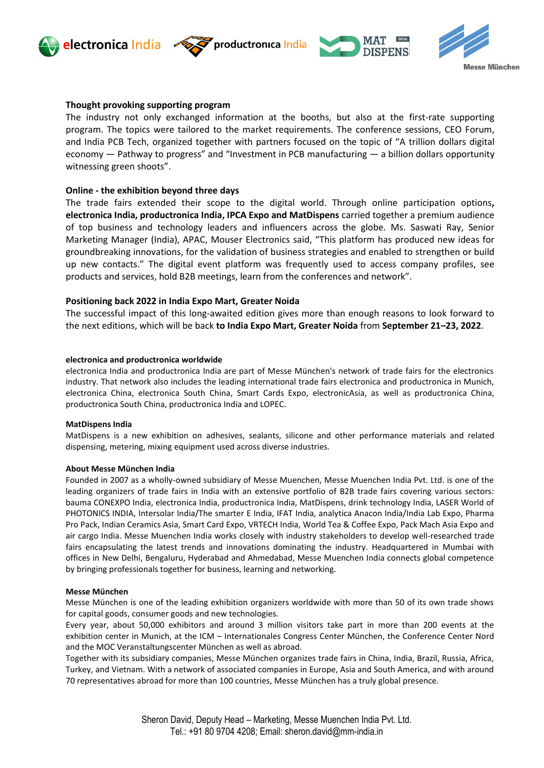**Thought provoking supporting program**

The industry not only exchanged information at the booths, but also at the first-rate supporting program. The topics were tailored to the market requirements. The conference sessions, CEO Forum, and India PCB Tech, organized together with partners focused on the topic of "A trillion dollars digital economy — Pathway to progress" and "Investment in PCB manufacturing — a billion dollars opportunity witnessing green shoots".

**Online - the exhibition beyond three days**

The trade fairs extended their scope to the digital world. Through online participation options**, electronica India, productronica India, IPCA Expo and MatDispens** carried together a premium audience of top business and technology leaders and influencers across the globe. Ms. Saswati Ray, Senior Marketing Manager (India), APAC, Mouser Electronics said, "This platform has produced new ideas for groundbreaking innovations, for the validation of business strategies and enabled to strengthen or build up new contacts." The digital event platform was frequently used to access company profiles, see products and services, hold B2B meetings, learn from the conferences and network".

**Positioning back 2022 in India Expo Mart, Greater Noida**

The successful impact of this long-awaited edition gives more than enough reasons to look forward to the next editions, which will be back **to India Expo Mart, Greater Noida** from **September 21–23, 2022**.

**electronica and productronica worldwide**

electronica India and productronica India are part of Messe München's network of trade fairs for the electronics industry. That network also includes the leading international trade fairs electronica and productronica in Munich, electronica China, electronica South China, Smart Cards Expo, electronicAsia, as well as productronica China, productronica South China, productronica India and LOPEC.

**MatDispens India**

MatDispens is a new exhibition on adhesives, sealants, silicone and other performance materials and related dispensing, metering, mixing equipment used across diverse industries.

**About Messe München India**

Founded in 2007 as a wholly-owned subsidiary of Messe Muenchen, Messe Muenchen India Pvt. Ltd. is one of the leading organizers of trade fairs in India with an extensive portfolio of B2B trade fairs covering various sectors: bauma CONEXPO India, electronica India, productronica India, MatDispens, drink technology India, LASER World of PHOTONICS INDIA, Intersolar India/The smarter E India, IFAT India, analytica Anacon India/India Lab Expo, Pharma Pro Pack, Indian Ceramics Asia, Smart Card Expo, VRTECH India, World Tea & Coffee Expo, Pack Mach Asia Expo and air cargo India. Messe Muenchen India works closely with industry stakeholders to develop well-researched trade fairs encapsulating the latest trends and innovations dominating the industry. Headquartered in Mumbai with offices in New Delhi, Bengaluru, Hyderabad and Ahmedabad, Messe Muenchen India connects global competence by bringing professionals together for business, learning and networking.

**Messe München**

Messe München is one of the leading exhibition organizers worldwide with more than 50 of its own trade shows for capital goods, consumer goods and new technologies.

Every year, about 50,000 exhibitors and around 3 million visitors take part in more than 200 events at the exhibition center in Munich, at the ICM – Internationales Congress Center München, the Conference Center Nord and the MOC Veranstaltungscenter München as well as abroad.

Together with its subsidiary companies, Messe München organizes trade fairs in China, India, Brazil, Russia, Africa, Turkey, and Vietnam. With a network of associated companies in Europe, Asia and South America, and with around 70 representatives abroad for more than 100 countries, Messe München has a truly global presence.

Sheron David, Deputy Head – Marketing, Messe Muenchen India Pvt. Ltd.
Tel.: +91 80 9704 4208; Email: sheron.david@mm-india.in